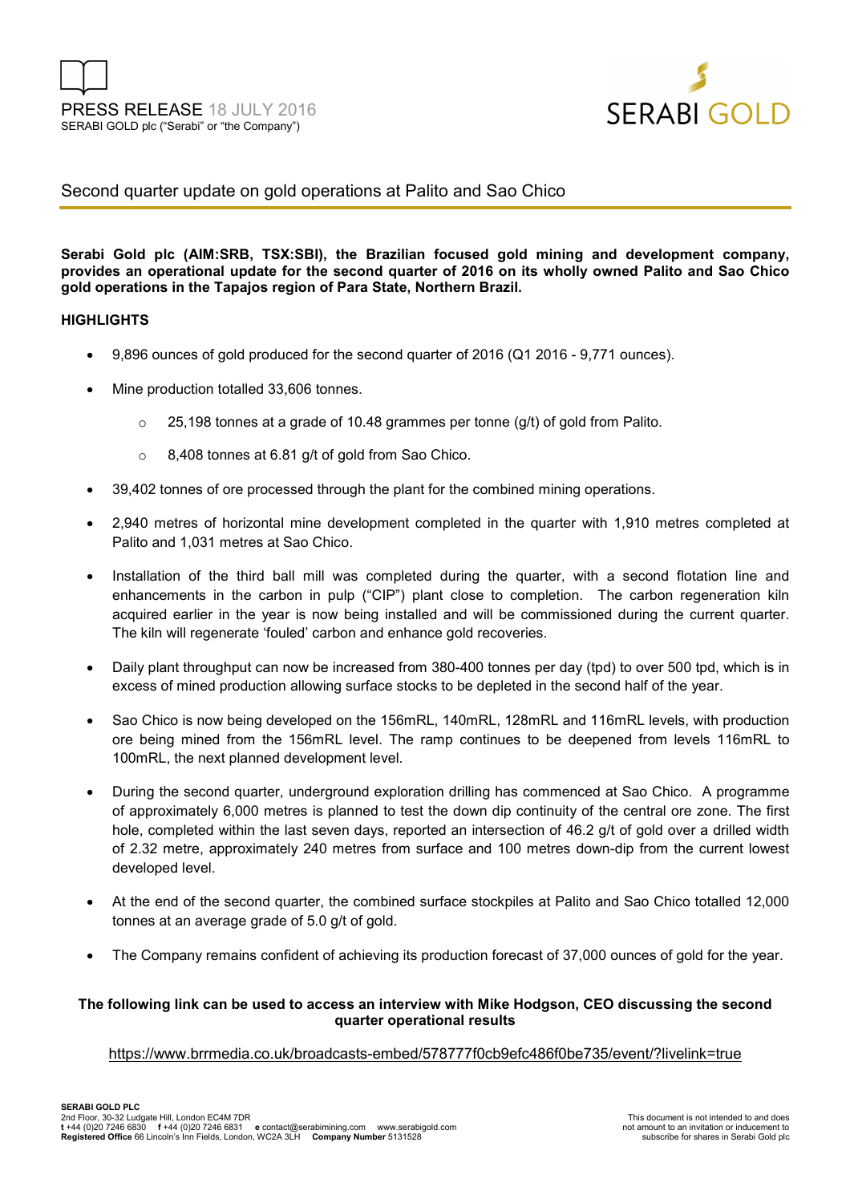PRESS RELEASE 18 JULY 2016
SERABI GOLD plc ("Serabi" or "the Company")

# Second quarter update on gold operations at Palito and Sao Chico

**Serabi Gold plc (AIM:SRB, TSX:SBI), the Brazilian focused gold mining and development company, provides an operational update for the second quarter of 2016 on its wholly owned Palito and Sao Chico gold operations in the Tapajos region of Para State, Northern Brazil.**

## HIGHLIGHTS

- 9,896 ounces of gold produced for the second quarter of 2016 (Q1 2016 - 9,771 ounces).
- Mine production totalled 33,606 tonnes.
  - 25,198 tonnes at a grade of 10.48 grammes per tonne (g/t) of gold from Palito.
  - 8,408 tonnes at 6.81 g/t of gold from Sao Chico.
- 39,402 tonnes of ore processed through the plant for the combined mining operations.
- 2,940 metres of horizontal mine development completed in the quarter with 1,910 metres completed at Palito and 1,031 metres at Sao Chico.
- Installation of the third ball mill was completed during the quarter, with a second flotation line and enhancements in the carbon in pulp ("CIP") plant close to completion. The carbon regeneration kiln acquired earlier in the year is now being installed and will be commissioned during the current quarter. The kiln will regenerate 'fouled' carbon and enhance gold recoveries.
- Daily plant throughput can now be increased from 380-400 tonnes per day (tpd) to over 500 tpd, which is in excess of mined production allowing surface stocks to be depleted in the second half of the year.
- Sao Chico is now being developed on the 156mRL, 140mRL, 128mRL and 116mRL levels, with production ore being mined from the 156mRL level. The ramp continues to be deepened from levels 116mRL to 100mRL, the next planned development level.
- During the second quarter, underground exploration drilling has commenced at Sao Chico. A programme of approximately 6,000 metres is planned to test the down dip continuity of the central ore zone. The first hole, completed within the last seven days, reported an intersection of 46.2 g/t of gold over a drilled width of 2.32 metre, approximately 240 metres from surface and 100 metres down-dip from the current lowest developed level.
- At the end of the second quarter, the combined surface stockpiles at Palito and Sao Chico totalled 12,000 tonnes at an average grade of 5.0 g/t of gold.
- The Company remains confident of achieving its production forecast of 37,000 ounces of gold for the year.

**The following link can be used to access an interview with Mike Hodgson, CEO discussing the second quarter operational results**

https://www.brrmedia.co.uk/broadcasts-embed/578777f0cb9efc486f0be735/event/?livelink=true

**SERABI GOLD PLC**
2nd Floor, 30-32 Ludgate Hill, London EC4M 7DR
**t** +44 (0)20 7246 6830 **f** +44 (0)20 7246 6831 **e** contact@serabimining.com www.serabigold.com
**Registered Office** 66 Lincoln's Inn Fields, London, WC2A 3LH **Company Number** 5131528

This document is not intended to and does not amount to an invitation or inducement to subscribe for shares in Serabi Gold plc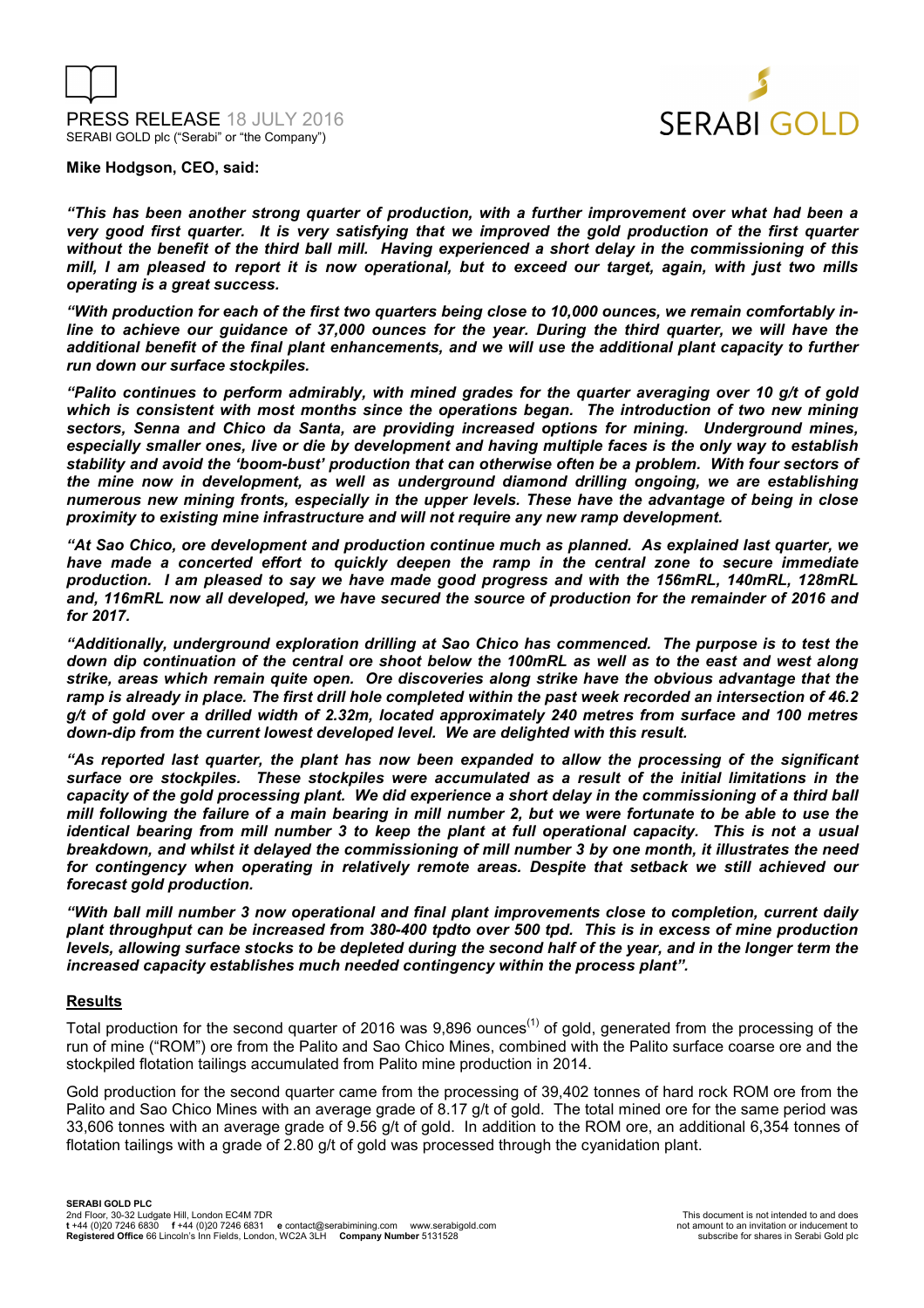**Mike Hodgson, CEO, said:**

***"This has been another strong quarter of production, with a further improvement over what had been a very good first quarter. It is very satisfying that we improved the gold production of the first quarter without the benefit of the third ball mill. Having experienced a short delay in the commissioning of this mill, I am pleased to report it is now operational, but to exceed our target, again, with just two mills operating is a great success.***

***"With production for each of the first two quarters being close to 10,000 ounces, we remain comfortably in-line to achieve our guidance of 37,000 ounces for the year. During the third quarter, we will have the additional benefit of the final plant enhancements, and we will use the additional plant capacity to further run down our surface stockpiles.***

***"Palito continues to perform admirably, with mined grades for the quarter averaging over 10 g/t of gold which is consistent with most months since the operations began. The introduction of two new mining sectors, Senna and Chico da Santa, are providing increased options for mining. Underground mines, especially smaller ones, live or die by development and having multiple faces is the only way to establish stability and avoid the 'boom-bust' production that can otherwise often be a problem. With four sectors of the mine now in development, as well as underground diamond drilling ongoing, we are establishing numerous new mining fronts, especially in the upper levels. These have the advantage of being in close proximity to existing mine infrastructure and will not require any new ramp development.***

***"At Sao Chico, ore development and production continue much as planned. As explained last quarter, we have made a concerted effort to quickly deepen the ramp in the central zone to secure immediate production. I am pleased to say we have made good progress and with the 156mRL, 140mRL, 128mRL and, 116mRL now all developed, we have secured the source of production for the remainder of 2016 and for 2017.***

***"Additionally, underground exploration drilling at Sao Chico has commenced. The purpose is to test the down dip continuation of the central ore shoot below the 100mRL as well as to the east and west along strike, areas which remain quite open. Ore discoveries along strike have the obvious advantage that the ramp is already in place. The first drill hole completed within the past week recorded an intersection of 46.2 g/t of gold over a drilled width of 2.32m, located approximately 240 metres from surface and 100 metres down-dip from the current lowest developed level. We are delighted with this result.***

***"As reported last quarter, the plant has now been expanded to allow the processing of the significant surface ore stockpiles. These stockpiles were accumulated as a result of the initial limitations in the capacity of the gold processing plant. We did experience a short delay in the commissioning of a third ball mill following the failure of a main bearing in mill number 2, but we were fortunate to be able to use the identical bearing from mill number 3 to keep the plant at full operational capacity. This is not a usual breakdown, and whilst it delayed the commissioning of mill number 3 by one month, it illustrates the need for contingency when operating in relatively remote areas. Despite that setback we still achieved our forecast gold production.***

***"With ball mill number 3 now operational and final plant improvements close to completion, current daily plant throughput can be increased from 380-400 tpdto over 500 tpd. This is in excess of mine production levels, allowing surface stocks to be depleted during the second half of the year, and in the longer term the increased capacity establishes much needed contingency within the process plant".***

## Results

Total production for the second quarter of 2016 was 9,896 ounces[(1)] of gold, generated from the processing of the run of mine ("ROM") ore from the Palito and Sao Chico Mines, combined with the Palito surface coarse ore and the stockpiled flotation tailings accumulated from Palito mine production in 2014.

Gold production for the second quarter came from the processing of 39,402 tonnes of hard rock ROM ore from the Palito and Sao Chico Mines with an average grade of 8.17 g/t of gold. The total mined ore for the same period was 33,606 tonnes with an average grade of 9.56 g/t of gold. In addition to the ROM ore, an additional 6,354 tonnes of flotation tailings with a grade of 2.80 g/t of gold was processed through the cyanidation plant.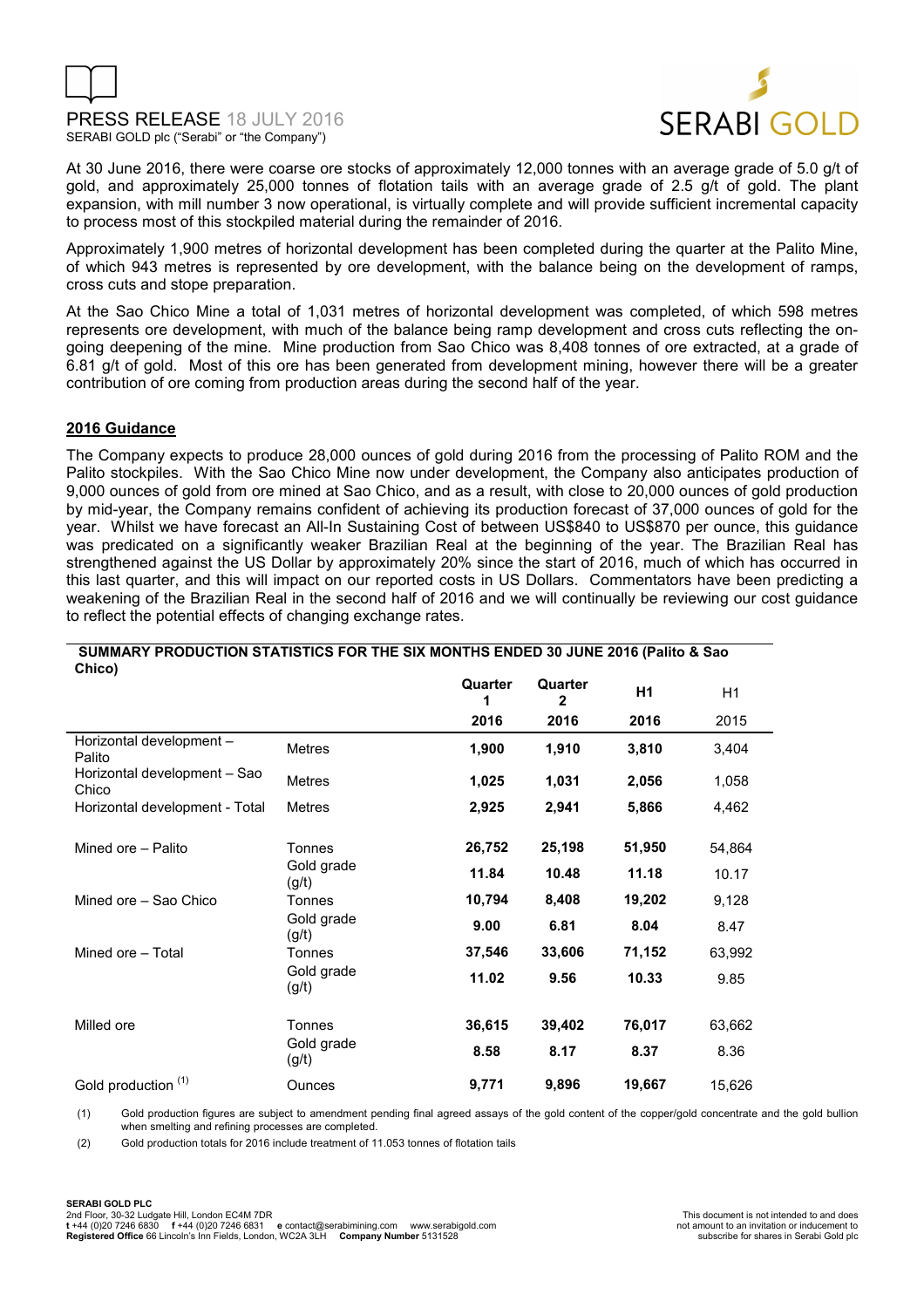At 30 June 2016, there were coarse ore stocks of approximately 12,000 tonnes with an average grade of 5.0 g/t of gold, and approximately 25,000 tonnes of flotation tails with an average grade of 2.5 g/t of gold. The plant expansion, with mill number 3 now operational, is virtually complete and will provide sufficient incremental capacity to process most of this stockpiled material during the remainder of 2016.

Approximately 1,900 metres of horizontal development has been completed during the quarter at the Palito Mine, of which 943 metres is represented by ore development, with the balance being on the development of ramps, cross cuts and stope preparation.

At the Sao Chico Mine a total of 1,031 metres of horizontal development was completed, of which 598 metres represents ore development, with much of the balance being ramp development and cross cuts reflecting the on-going deepening of the mine. Mine production from Sao Chico was 8,408 tonnes of ore extracted, at a grade of 6.81 g/t of gold. Most of this ore has been generated from development mining, however there will be a greater contribution of ore coming from production areas during the second half of the year.

## 2016 Guidance

The Company expects to produce 28,000 ounces of gold during 2016 from the processing of Palito ROM and the Palito stockpiles. With the Sao Chico Mine now under development, the Company also anticipates production of 9,000 ounces of gold from ore mined at Sao Chico, and as a result, with close to 20,000 ounces of gold production by mid-year, the Company remains confident of achieving its production forecast of 37,000 ounces of gold for the year. Whilst we have forecast an All-In Sustaining Cost of between US$840 to US$870 per ounce, this guidance was predicated on a significantly weaker Brazilian Real at the beginning of the year. The Brazilian Real has strengthened against the US Dollar by approximately 20% since the start of 2016, much of which has occurred in this last quarter, and this will impact on our reported costs in US Dollars. Commentators have been predicting a weakening of the Brazilian Real in the second half of 2016 and we will continually be reviewing our cost guidance to reflect the potential effects of changing exchange rates.

**SUMMARY PRODUCTION STATISTICS FOR THE SIX MONTHS ENDED 30 JUNE 2016 (Palito & Sao Chico)**

| | | Quarter 1 2016 | Quarter 2 2016 | H1 2016 | H1 2015 |
|---|---|---|---|---|---|
| Horizontal development – Palito | Metres | **1,900** | **1,910** | **3,810** | 3,404 |
| Horizontal development – Sao Chico | Metres | **1,025** | **1,031** | **2,056** | 1,058 |
| Horizontal development - Total | Metres | **2,925** | **2,941** | **5,866** | 4,462 |
| Mined ore – Palito | Tonnes | **26,752** | **25,198** | **51,950** | 54,864 |
| | Gold grade (g/t) | **11.84** | **10.48** | **11.18** | 10.17 |
| Mined ore – Sao Chico | Tonnes | **10,794** | **8,408** | **19,202** | 9,128 |
| | Gold grade (g/t) | **9.00** | **6.81** | **8.04** | 8.47 |
| Mined ore – Total | Tonnes | **37,546** | **33,606** | **71,152** | 63,992 |
| | Gold grade (g/t) | **11.02** | **9.56** | **10.33** | 9.85 |
| Milled ore | Tonnes | **36,615** | **39,402** | **76,017** | 63,662 |
| | Gold grade (g/t) | **8.58** | **8.17** | **8.37** | 8.36 |
| Gold production (1) | Ounces | **9,771** | **9,896** | **19,667** | 15,626 |

(1) Gold production figures are subject to amendment pending final agreed assays of the gold content of the copper/gold concentrate and the gold bullion when smelting and refining processes are completed.

(2) Gold production totals for 2016 include treatment of 11.053 tonnes of flotation tails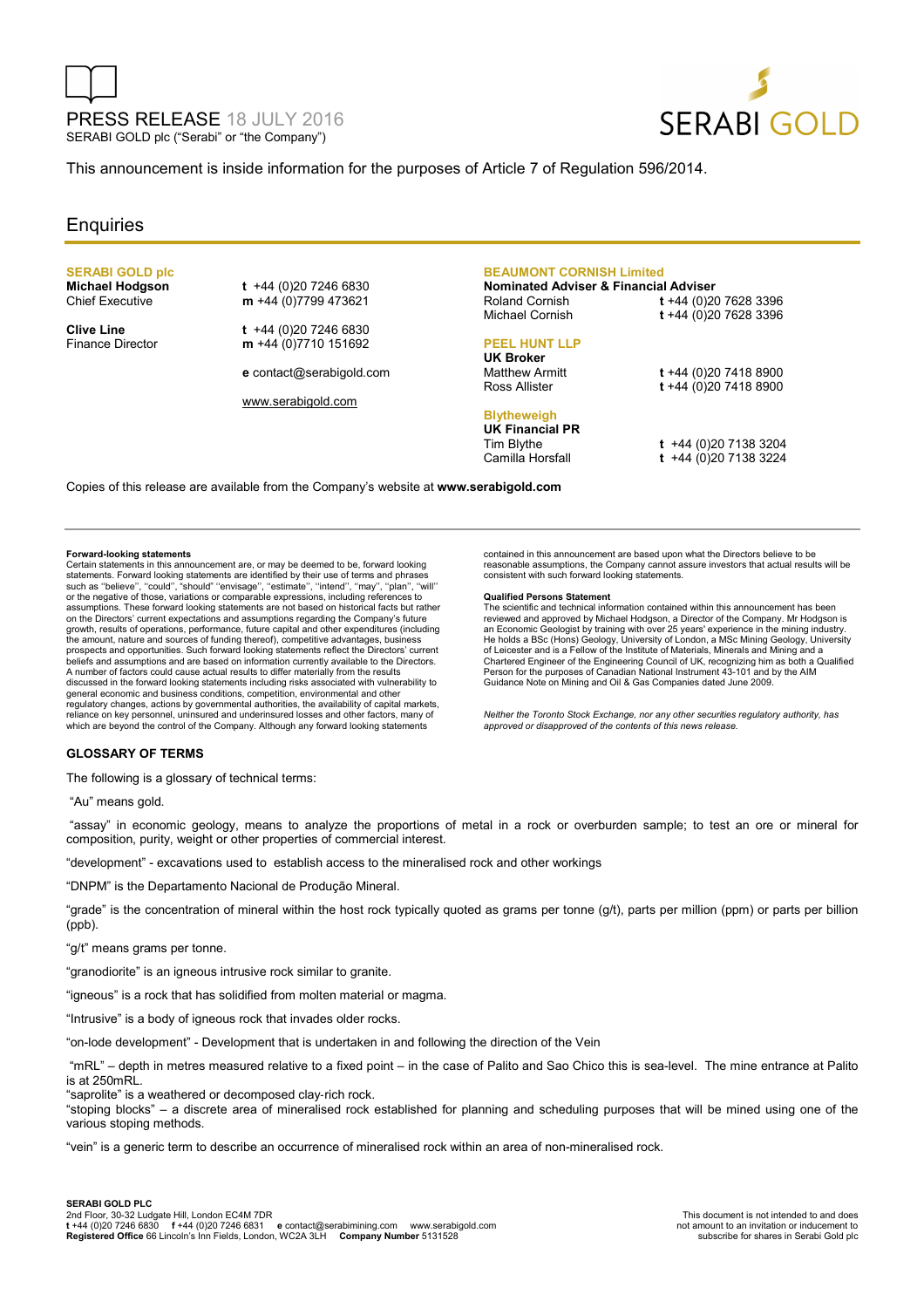PRESS RELEASE 18 JULY 2016

SERABI GOLD plc ("Serabi" or "the Company")

SERABI GOLD

This announcement is inside information for the purposes of Article 7 of Regulation 596/2014.

## Enquiries

**SERABI GOLD plc**

**Michael Hodgson**
Chief Executive
**t** +44 (0)20 7246 6830
**m** +44 (0)7799 473621

**Clive Line**
Finance Director
**t** +44 (0)20 7246 6830
**m** +44 (0)7710 151692

**e** contact@serabigold.com

www.serabigold.com

**BEAUMONT CORNISH Limited**
**Nominated Adviser & Financial Adviser**
Roland Cornish **t** +44 (0)20 7628 3396
Michael Cornish **t** +44 (0)20 7628 3396

**PEEL HUNT LLP**
**UK Broker**
Matthew Armitt **t** +44 (0)20 7418 8900
Ross Allister **t** +44 (0)20 7418 8900

**Blytheweigh**
**UK Financial PR**
Tim Blythe **t** +44 (0)20 7138 3204
Camilla Horsfall **t** +44 (0)20 7138 3224

Copies of this release are available from the Company's website at **www.serabigold.com**

**Forward-looking statements**

Certain statements in this announcement are, or may be deemed to be, forward looking statements. Forward looking statements are identified by their use of terms and phrases such as "believe", "could", "should" "envisage", "estimate", "intend", "may", "plan", "will" or the negative of those, variations or comparable expressions, including references to assumptions. These forward looking statements are not based on historical facts but rather on the Directors' current expectations and assumptions regarding the Company's future growth, results of operations, performance, future capital and other expenditures (including the amount, nature and sources of funding thereof), competitive advantages, business prospects and opportunities. Such forward looking statements reflect the Directors' current beliefs and assumptions and are based on information currently available to the Directors. A number of factors could cause actual results to differ materially from the results discussed in the forward looking statements including risks associated with vulnerability to general economic and business conditions, competition, environmental and other regulatory changes, actions by governmental authorities, the availability of capital markets, reliance on key personnel, uninsured and underinsured losses and other factors, many of which are beyond the control of the Company. Although any forward looking statements contained in this announcement are based upon what the Directors believe to be reasonable assumptions, the Company cannot assure investors that actual results will be consistent with such forward looking statements.

**Qualified Persons Statement**

The scientific and technical information contained within this announcement has been reviewed and approved by Michael Hodgson, a Director of the Company. Mr Hodgson is an Economic Geologist by training with over 25 years' experience in the mining industry. He holds a BSc (Hons) Geology, University of London, a MSc Mining Geology, University of Leicester and is a Fellow of the Institute of Materials, Minerals and Mining and a Chartered Engineer of the Engineering Council of UK, recognizing him as both a Qualified Person for the purposes of Canadian National Instrument 43-101 and by the AIM Guidance Note on Mining and Oil & Gas Companies dated June 2009.

*Neither the Toronto Stock Exchange, nor any other securities regulatory authority, has approved or disapproved of the contents of this news release.*

## GLOSSARY OF TERMS

The following is a glossary of technical terms:

"Au" means gold.

"assay" in economic geology, means to analyze the proportions of metal in a rock or overburden sample; to test an ore or mineral for composition, purity, weight or other properties of commercial interest.

"development" - excavations used to establish access to the mineralised rock and other workings

"DNPM" is the Departamento Nacional de Produção Mineral.

"grade" is the concentration of mineral within the host rock typically quoted as grams per tonne (g/t), parts per million (ppm) or parts per billion (ppb).

"g/t" means grams per tonne.

"granodiorite" is an igneous intrusive rock similar to granite.

"igneous" is a rock that has solidified from molten material or magma.

"Intrusive" is a body of igneous rock that invades older rocks.

"on-lode development" - Development that is undertaken in and following the direction of the Vein

"mRL" – depth in metres measured relative to a fixed point – in the case of Palito and Sao Chico this is sea-level. The mine entrance at Palito is at 250mRL.

"saprolite" is a weathered or decomposed clay-rich rock.

"stoping blocks" – a discrete area of mineralised rock established for planning and scheduling purposes that will be mined using one of the various stoping methods.

"vein" is a generic term to describe an occurrence of mineralised rock within an area of non-mineralised rock.

**SERABI GOLD PLC**
2nd Floor, 30-32 Ludgate Hill, London EC4M 7DR
**t** +44 (0)20 7246 6830 **f** +44 (0)20 7246 6831 **e** contact@serabimining.com www.serabigold.com
**Registered Office** 66 Lincoln's Inn Fields, London, WC2A 3LH **Company Number** 5131528

This document is not intended to and does not amount to an invitation or inducement to subscribe for shares in Serabi Gold plc